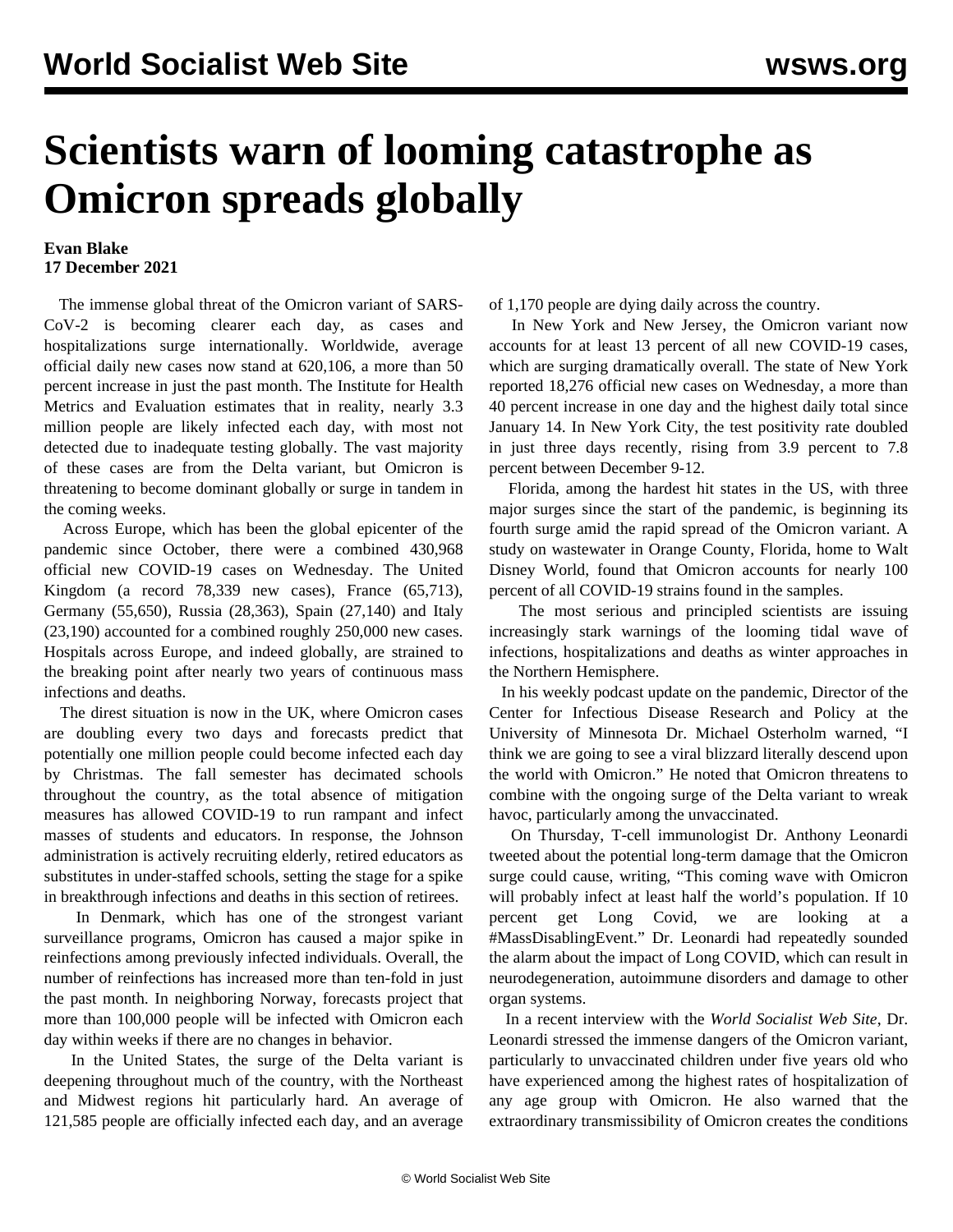# Scientists warn of looming catastrophe as Omicron spreads globally

**Evan Blake**
**17 December 2021**

The immense global threat of the Omicron variant of SARS-CoV-2 is becoming clearer each day, as cases and hospitalizations surge internationally. Worldwide, average official daily new cases now stand at 620,106, a more than 50 percent increase in just the past month. The Institute for Health Metrics and Evaluation estimates that in reality, nearly 3.3 million people are likely infected each day, with most not detected due to inadequate testing globally. The vast majority of these cases are from the Delta variant, but Omicron is threatening to become dominant globally or surge in tandem in the coming weeks.

Across Europe, which has been the global epicenter of the pandemic since October, there were a combined 430,968 official new COVID-19 cases on Wednesday. The United Kingdom (a record 78,339 new cases), France (65,713), Germany (55,650), Russia (28,363), Spain (27,140) and Italy (23,190) accounted for a combined roughly 250,000 new cases. Hospitals across Europe, and indeed globally, are strained to the breaking point after nearly two years of continuous mass infections and deaths.

The direst situation is now in the UK, where Omicron cases are doubling every two days and forecasts predict that potentially one million people could become infected each day by Christmas. The fall semester has decimated schools throughout the country, as the total absence of mitigation measures has allowed COVID-19 to run rampant and infect masses of students and educators. In response, the Johnson administration is actively recruiting elderly, retired educators as substitutes in under-staffed schools, setting the stage for a spike in breakthrough infections and deaths in this section of retirees.

In Denmark, which has one of the strongest variant surveillance programs, Omicron has caused a major spike in reinfections among previously infected individuals. Overall, the number of reinfections has increased more than ten-fold in just the past month. In neighboring Norway, forecasts project that more than 100,000 people will be infected with Omicron each day within weeks if there are no changes in behavior.

In the United States, the surge of the Delta variant is deepening throughout much of the country, with the Northeast and Midwest regions hit particularly hard. An average of 121,585 people are officially infected each day, and an average of 1,170 people are dying daily across the country.

In New York and New Jersey, the Omicron variant now accounts for at least 13 percent of all new COVID-19 cases, which are surging dramatically overall. The state of New York reported 18,276 official new cases on Wednesday, a more than 40 percent increase in one day and the highest daily total since January 14. In New York City, the test positivity rate doubled in just three days recently, rising from 3.9 percent to 7.8 percent between December 9-12.

Florida, among the hardest hit states in the US, with three major surges since the start of the pandemic, is beginning its fourth surge amid the rapid spread of the Omicron variant. A study on wastewater in Orange County, Florida, home to Walt Disney World, found that Omicron accounts for nearly 100 percent of all COVID-19 strains found in the samples.

The most serious and principled scientists are issuing increasingly stark warnings of the looming tidal wave of infections, hospitalizations and deaths as winter approaches in the Northern Hemisphere.

In his weekly podcast update on the pandemic, Director of the Center for Infectious Disease Research and Policy at the University of Minnesota Dr. Michael Osterholm warned, "I think we are going to see a viral blizzard literally descend upon the world with Omicron." He noted that Omicron threatens to combine with the ongoing surge of the Delta variant to wreak havoc, particularly among the unvaccinated.

On Thursday, T-cell immunologist Dr. Anthony Leonardi tweeted about the potential long-term damage that the Omicron surge could cause, writing, "This coming wave with Omicron will probably infect at least half the world's population. If 10 percent get Long Covid, we are looking at a #MassDisablingEvent." Dr. Leonardi had repeatedly sounded the alarm about the impact of Long COVID, which can result in neurodegeneration, autoimmune disorders and damage to other organ systems.

In a recent interview with the *World Socialist Web Site*, Dr. Leonardi stressed the immense dangers of the Omicron variant, particularly to unvaccinated children under five years old who have experienced among the highest rates of hospitalization of any age group with Omicron. He also warned that the extraordinary transmissibility of Omicron creates the conditions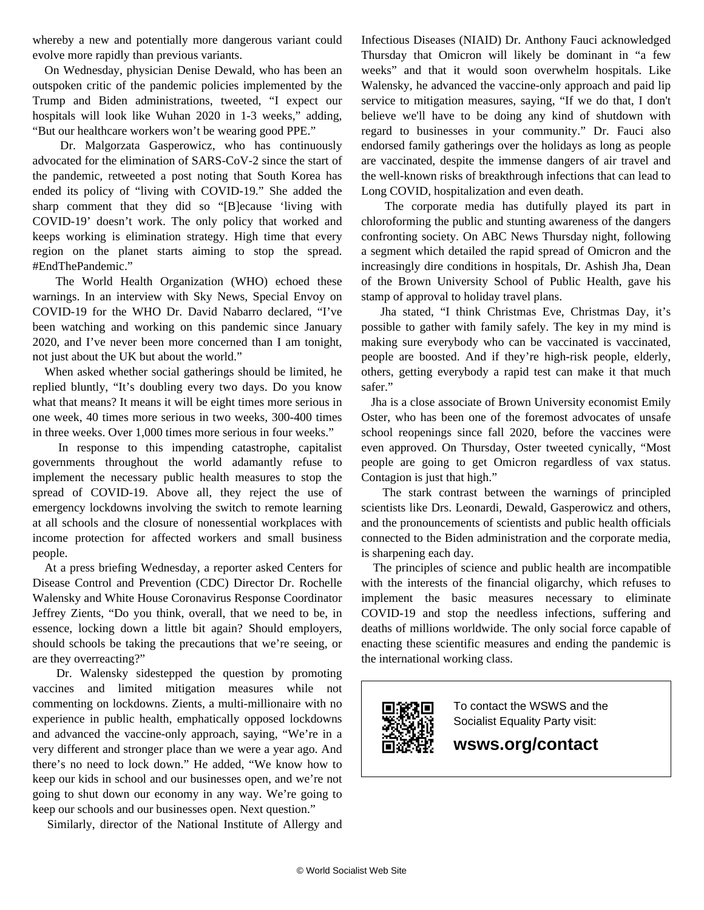whereby a new and potentially more dangerous variant could evolve more rapidly than previous variants.

On Wednesday, physician Denise Dewald, who has been an outspoken critic of the pandemic policies implemented by the Trump and Biden administrations, tweeted, "I expect our hospitals will look like Wuhan 2020 in 1-3 weeks," adding, "But our healthcare workers won't be wearing good PPE."

Dr. Malgorzata Gasperowicz, who has continuously advocated for the elimination of SARS-CoV-2 since the start of the pandemic, retweeted a post noting that South Korea has ended its policy of "living with COVID-19." She added the sharp comment that they did so "[B]ecause 'living with COVID-19' doesn't work. The only policy that worked and keeps working is elimination strategy. High time that every region on the planet starts aiming to stop the spread. #EndThePandemic."

The World Health Organization (WHO) echoed these warnings. In an interview with Sky News, Special Envoy on COVID-19 for the WHO Dr. David Nabarro declared, "I've been watching and working on this pandemic since January 2020, and I've never been more concerned than I am tonight, not just about the UK but about the world."

When asked whether social gatherings should be limited, he replied bluntly, "It's doubling every two days. Do you know what that means? It means it will be eight times more serious in one week, 40 times more serious in two weeks, 300-400 times in three weeks. Over 1,000 times more serious in four weeks."

In response to this impending catastrophe, capitalist governments throughout the world adamantly refuse to implement the necessary public health measures to stop the spread of COVID-19. Above all, they reject the use of emergency lockdowns involving the switch to remote learning at all schools and the closure of nonessential workplaces with income protection for affected workers and small business people.

At a press briefing Wednesday, a reporter asked Centers for Disease Control and Prevention (CDC) Director Dr. Rochelle Walensky and White House Coronavirus Response Coordinator Jeffrey Zients, "Do you think, overall, that we need to be, in essence, locking down a little bit again? Should employers, should schools be taking the precautions that we're seeing, or are they overreacting?"

Dr. Walensky sidestepped the question by promoting vaccines and limited mitigation measures while not commenting on lockdowns. Zients, a multi-millionaire with no experience in public health, emphatically opposed lockdowns and advanced the vaccine-only approach, saying, "We're in a very different and stronger place than we were a year ago. And there's no need to lock down." He added, "We know how to keep our kids in school and our businesses open, and we're not going to shut down our economy in any way. We're going to keep our schools and our businesses open. Next question."

Similarly, director of the National Institute of Allergy and Infectious Diseases (NIAID) Dr. Anthony Fauci acknowledged Thursday that Omicron will likely be dominant in "a few weeks" and that it would soon overwhelm hospitals. Like Walensky, he advanced the vaccine-only approach and paid lip service to mitigation measures, saying, "If we do that, I don't believe we'll have to be doing any kind of shutdown with regard to businesses in your community." Dr. Fauci also endorsed family gatherings over the holidays as long as people are vaccinated, despite the immense dangers of air travel and the well-known risks of breakthrough infections that can lead to Long COVID, hospitalization and even death.

The corporate media has dutifully played its part in chloroforming the public and stunting awareness of the dangers confronting society. On ABC News Thursday night, following a segment which detailed the rapid spread of Omicron and the increasingly dire conditions in hospitals, Dr. Ashish Jha, Dean of the Brown University School of Public Health, gave his stamp of approval to holiday travel plans.

Jha stated, "I think Christmas Eve, Christmas Day, it's possible to gather with family safely. The key in my mind is making sure everybody who can be vaccinated is vaccinated, people are boosted. And if they're high-risk people, elderly, others, getting everybody a rapid test can make it that much safer."

Jha is a close associate of Brown University economist Emily Oster, who has been one of the foremost advocates of unsafe school reopenings since fall 2020, before the vaccines were even approved. On Thursday, Oster tweeted cynically, "Most people are going to get Omicron regardless of vax status. Contagion is just that high."

The stark contrast between the warnings of principled scientists like Drs. Leonardi, Dewald, Gasperowicz and others, and the pronouncements of scientists and public health officials connected to the Biden administration and the corporate media, is sharpening each day.

The principles of science and public health are incompatible with the interests of the financial oligarchy, which refuses to implement the basic measures necessary to eliminate COVID-19 and stop the needless infections, suffering and deaths of millions worldwide. The only social force capable of enacting these scientific measures and ending the pandemic is the international working class.

To contact the WSWS and the Socialist Equality Party visit:

**wsws.org/contact**